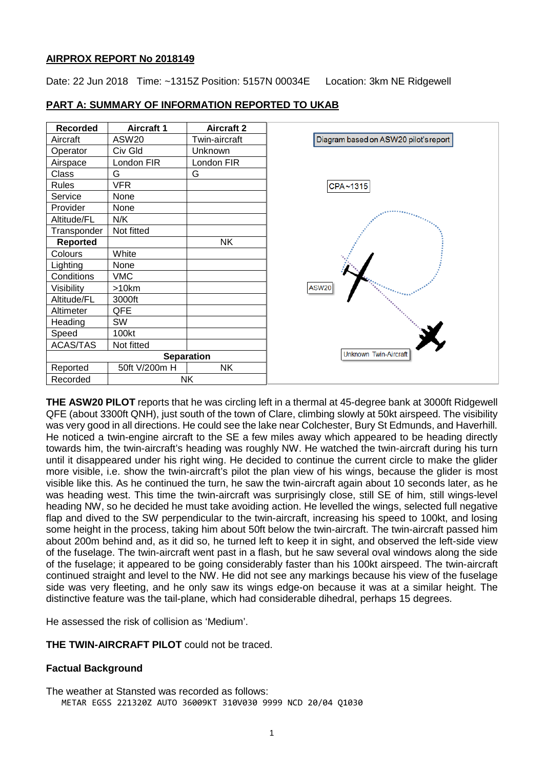## AIRPROX REPORT No 2018149

Date: 22 Jun 2018 Time: ~1315Z Position: 5157N 00034E Location: 3km NE Ridgewell

## PART A: SUMMARY OF INFORMATION REPORTED TO UKAB

| Recorded | Aircraft 1 | Aircraft 2 |
|---|---|---|
| Aircraft | ASW20 | Twin-aircraft |
| Operator | Civ Gld | Unknown |
| Airspace | London FIR | London FIR |
| Class | G | G |
| Rules | VFR | |
| Service | None | |
| Provider | None | |
| Altitude/FL | N/K | |
| Transponder | Not fitted | |
| **Reported** | | NK |
| Colours | White | |
| Lighting | None | |
| Conditions | VMC | |
| Visibility | >10km | |
| Altitude/FL | 3000ft | |
| Altimeter | QFE | |
| Heading | SW | |
| Speed | 100kt | |
| ACAS/TAS | Not fitted | |
| **Separation** | | |
| Reported | 50ft V/200m H | NK |
| Recorded | NK | |

Diagram based on ASW20 pilot's report

CPA~1315

ASW20

Unknown Twin-Aircraft

**THE ASW20 PILOT** reports that he was circling left in a thermal at 45-degree bank at 3000ft Ridgewell QFE (about 3300ft QNH), just south of the town of Clare, climbing slowly at 50kt airspeed. The visibility was very good in all directions. He could see the lake near Colchester, Bury St Edmunds, and Haverhill. He noticed a twin-engine aircraft to the SE a few miles away which appeared to be heading directly towards him, the twin-aircraft's heading was roughly NW. He watched the twin-aircraft during his turn until it disappeared under his right wing. He decided to continue the current circle to make the glider more visible, i.e. show the twin-aircraft's pilot the plan view of his wings, because the glider is most visible like this. As he continued the turn, he saw the twin-aircraft again about 10 seconds later, as he was heading west. This time the twin-aircraft was surprisingly close, still SE of him, still wings-level heading NW, so he decided he must take avoiding action. He levelled the wings, selected full negative flap and dived to the SW perpendicular to the twin-aircraft, increasing his speed to 100kt, and losing some height in the process, taking him about 50ft below the twin-aircraft. The twin-aircraft passed him about 200m behind and, as it did so, he turned left to keep it in sight, and observed the left-side view of the fuselage. The twin-aircraft went past in a flash, but he saw several oval windows along the side of the fuselage; it appeared to be going considerably faster than his 100kt airspeed. The twin-aircraft continued straight and level to the NW. He did not see any markings because his view of the fuselage side was very fleeting, and he only saw its wings edge-on because it was at a similar height. The distinctive feature was the tail-plane, which had considerable dihedral, perhaps 15 degrees.

He assessed the risk of collision as 'Medium'.

**THE TWIN-AIRCRAFT PILOT** could not be traced.

### Factual Background

The weather at Stansted was recorded as follows:

```
METAR EGSS 221320Z AUTO 36009KT 310V030 9999 NCD 20/04 Q1030
```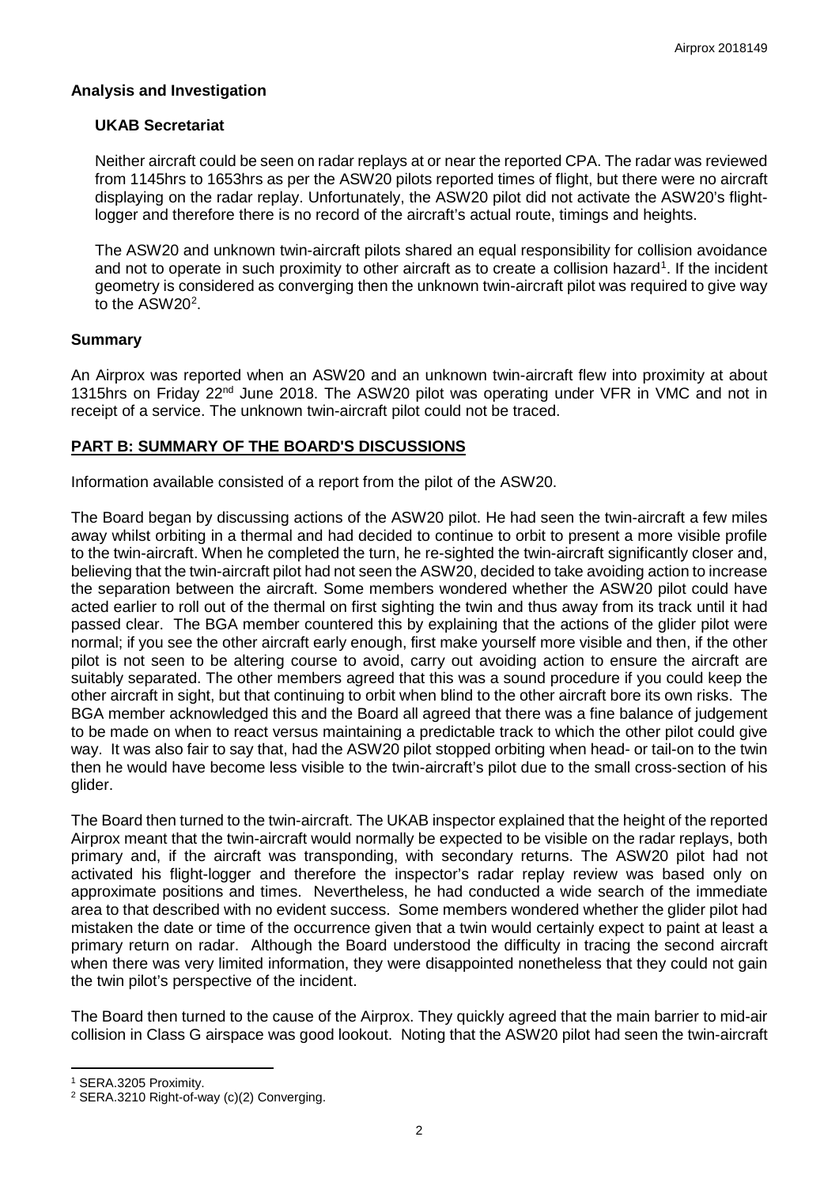## Analysis and Investigation

### UKAB Secretariat

Neither aircraft could be seen on radar replays at or near the reported CPA. The radar was reviewed from 1145hrs to 1653hrs as per the ASW20 pilots reported times of flight, but there were no aircraft displaying on the radar replay. Unfortunately, the ASW20 pilot did not activate the ASW20's flight-logger and therefore there is no record of the aircraft's actual route, timings and heights.

The ASW20 and unknown twin-aircraft pilots shared an equal responsibility for collision avoidance and not to operate in such proximity to other aircraft as to create a collision hazard[1]. If the incident geometry is considered as converging then the unknown twin-aircraft pilot was required to give way to the ASW20[2].

## Summary

An Airprox was reported when an ASW20 and an unknown twin-aircraft flew into proximity at about 1315hrs on Friday 22nd June 2018. The ASW20 pilot was operating under VFR in VMC and not in receipt of a service. The unknown twin-aircraft pilot could not be traced.

## PART B: SUMMARY OF THE BOARD'S DISCUSSIONS

Information available consisted of a report from the pilot of the ASW20.

The Board began by discussing actions of the ASW20 pilot. He had seen the twin-aircraft a few miles away whilst orbiting in a thermal and had decided to continue to orbit to present a more visible profile to the twin-aircraft. When he completed the turn, he re-sighted the twin-aircraft significantly closer and, believing that the twin-aircraft pilot had not seen the ASW20, decided to take avoiding action to increase the separation between the aircraft. Some members wondered whether the ASW20 pilot could have acted earlier to roll out of the thermal on first sighting the twin and thus away from its track until it had passed clear. The BGA member countered this by explaining that the actions of the glider pilot were normal; if you see the other aircraft early enough, first make yourself more visible and then, if the other pilot is not seen to be altering course to avoid, carry out avoiding action to ensure the aircraft are suitably separated. The other members agreed that this was a sound procedure if you could keep the other aircraft in sight, but that continuing to orbit when blind to the other aircraft bore its own risks. The BGA member acknowledged this and the Board all agreed that there was a fine balance of judgement to be made on when to react versus maintaining a predictable track to which the other pilot could give way. It was also fair to say that, had the ASW20 pilot stopped orbiting when head- or tail-on to the twin then he would have become less visible to the twin-aircraft's pilot due to the small cross-section of his glider.

The Board then turned to the twin-aircraft. The UKAB inspector explained that the height of the reported Airprox meant that the twin-aircraft would normally be expected to be visible on the radar replays, both primary and, if the aircraft was transponding, with secondary returns. The ASW20 pilot had not activated his flight-logger and therefore the inspector's radar replay review was based only on approximate positions and times. Nevertheless, he had conducted a wide search of the immediate area to that described with no evident success. Some members wondered whether the glider pilot had mistaken the date or time of the occurrence given that a twin would certainly expect to paint at least a primary return on radar. Although the Board understood the difficulty in tracing the second aircraft when there was very limited information, they were disappointed nonetheless that they could not gain the twin pilot's perspective of the incident.

The Board then turned to the cause of the Airprox. They quickly agreed that the main barrier to mid-air collision in Class G airspace was good lookout. Noting that the ASW20 pilot had seen the twin-aircraft

---

[1] SERA.3205 Proximity.

[2] SERA.3210 Right-of-way (c)(2) Converging.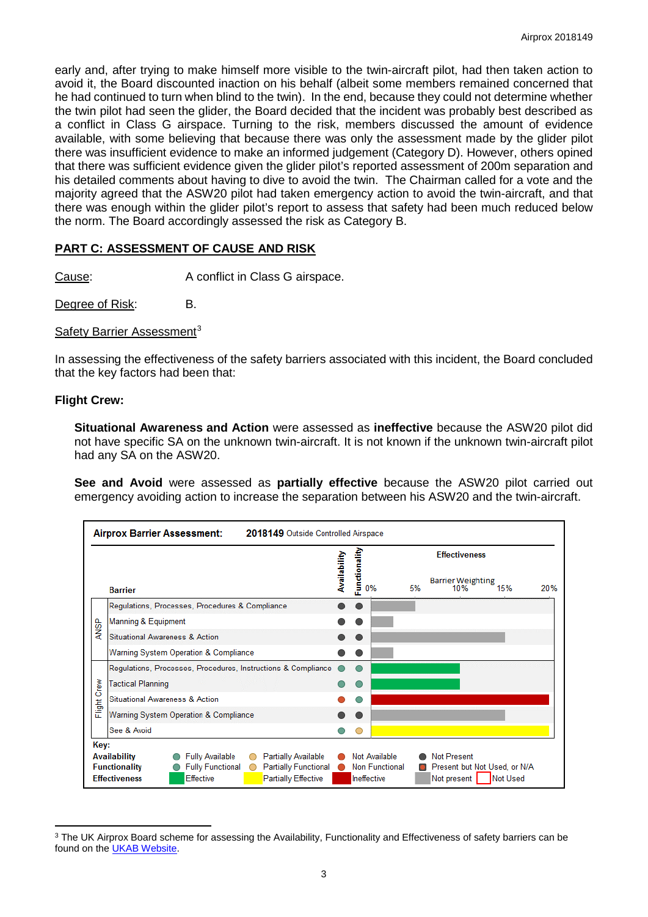early and, after trying to make himself more visible to the twin-aircraft pilot, had then taken action to avoid it, the Board discounted inaction on his behalf (albeit some members remained concerned that he had continued to turn when blind to the twin). In the end, because they could not determine whether the twin pilot had seen the glider, the Board decided that the incident was probably best described as a conflict in Class G airspace. Turning to the risk, members discussed the amount of evidence available, with some believing that because there was only the assessment made by the glider pilot there was insufficient evidence to make an informed judgement (Category D). However, others opined that there was sufficient evidence given the glider pilot's reported assessment of 200m separation and his detailed comments about having to dive to avoid the twin. The Chairman called for a vote and the majority agreed that the ASW20 pilot had taken emergency action to avoid the twin-aircraft, and that there was enough within the glider pilot's report to assess that safety had been much reduced below the norm. The Board accordingly assessed the risk as Category B.

## PART C: ASSESSMENT OF CAUSE AND RISK

Cause: A conflict in Class G airspace.

Degree of Risk: B.

Safety Barrier Assessment[3]

In assessing the effectiveness of the safety barriers associated with this incident, the Board concluded that the key factors had been that:

**Flight Crew:**

**Situational Awareness and Action** were assessed as **ineffective** because the ASW20 pilot did not have specific SA on the unknown twin-aircraft. It is not known if the unknown twin-aircraft pilot had any SA on the ASW20.

**See and Avoid** were assessed as **partially effective** because the ASW20 pilot carried out emergency avoiding action to increase the separation between his ASW20 and the twin-aircraft.

Airprox Barrier Assessment: 2018149 Outside Controlled Airspace

Barrier | Availability | Functionality | Effectiveness | Barrier Weighting 0% 5% 10% 15% 20%

ANSP
Regulations, Processes, Procedures & Compliance
Manning & Equipment
Situational Awareness & Action
Warning System Operation & Compliance

Flight Crew
Regulations, Processes, Procedures, Instructions & Compliance
Tactical Planning
Situational Awareness & Action
Warning System Operation & Compliance
See & Avoid

Key:
Availability: Fully Available, Partially Available, Not Available, Not Present
Functionality: Fully Functional, Partially Functional, Non Functional, Present but Not Used, or N/A
Effectiveness: Effective, Partially Effective, Ineffective, Not present, Not Used

---

[3] The UK Airprox Board scheme for assessing the Availability, Functionality and Effectiveness of safety barriers can be found on the UKAB Website.